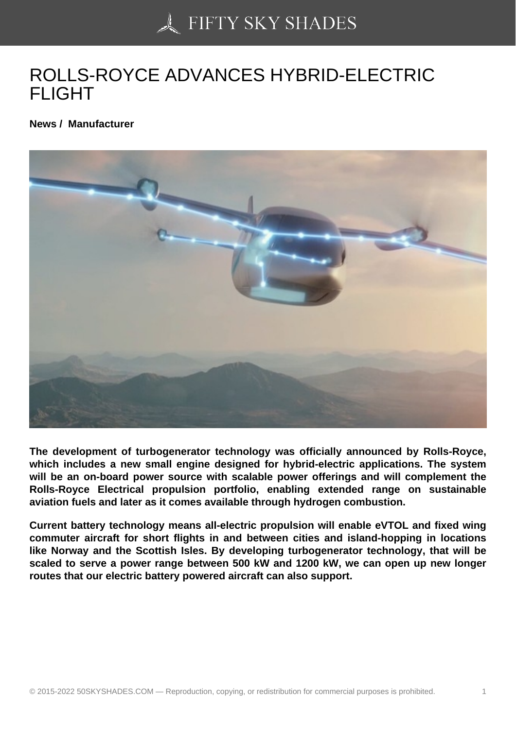# ROLLS-ROYCE ADVANCES HYBRID-ELECTRIC FLIGHT

**News / Manufacturer**

**The development of turbogenerator technology was officially announced by Rolls-Royce, which includes a new small engine designed for hybrid-electric applications. The system will be an on-board power source with scalable power offerings and will complement the Rolls-Royce Electrical propulsion portfolio, enabling extended range on sustainable aviation fuels and later as it comes available through hydrogen combustion.**

**Current battery technology means all-electric propulsion will enable eVTOL and fixed wing commuter aircraft for short flights in and between cities and island-hopping in locations like Norway and the Scottish Isles. By developing turbogenerator technology, that will be scaled to serve a power range between 500 kW and 1200 kW, we can open up new longer routes that our electric battery powered aircraft can also support.**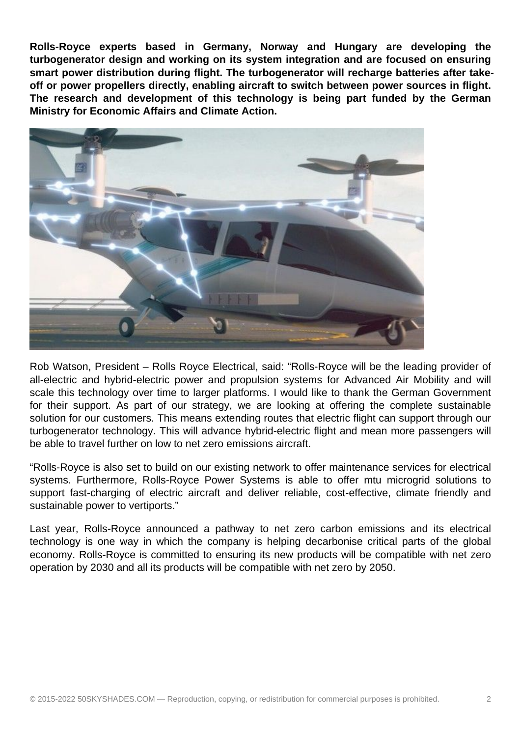**Rolls-Royce experts based in Germany, Norway and Hungary are developing the turbogenerator design and working on its system integration and are focused on ensuring smart power distribution during flight. The turbogenerator will recharge batteries after take-off or power propellers directly, enabling aircraft to switch between power sources in flight. The research and development of this technology is being part funded by the German Ministry for Economic Affairs and Climate Action.**

Rob Watson, President – Rolls Royce Electrical, said: “Rolls-Royce will be the leading provider of all-electric and hybrid-electric power and propulsion systems for Advanced Air Mobility and will scale this technology over time to larger platforms. I would like to thank the German Government for their support. As part of our strategy, we are looking at offering the complete sustainable solution for our customers. This means extending routes that electric flight can support through our turbogenerator technology. This will advance hybrid-electric flight and mean more passengers will be able to travel further on low to net zero emissions aircraft.

“Rolls-Royce is also set to build on our existing network to offer maintenance services for electrical systems. Furthermore, Rolls-Royce Power Systems is able to offer mtu microgrid solutions to support fast-charging of electric aircraft and deliver reliable, cost-effective, climate friendly and sustainable power to vertiports.”

Last year, Rolls-Royce announced a pathway to net zero carbon emissions and its electrical technology is one way in which the company is helping decarbonise critical parts of the global economy. Rolls-Royce is committed to ensuring its new products will be compatible with net zero operation by 2030 and all its products will be compatible with net zero by 2050.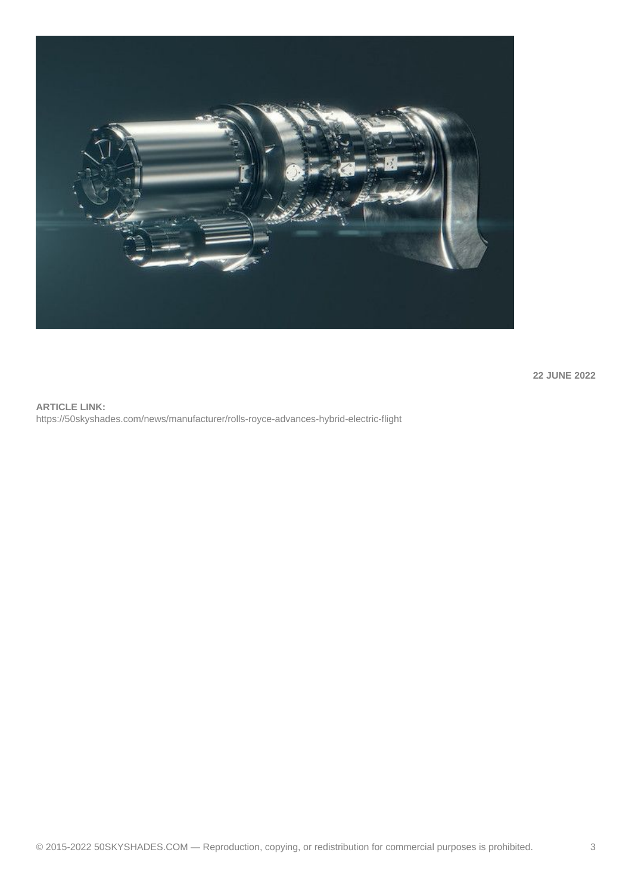**22 JUNE 2022**

**ARTICLE LINK:**
https://50skyshades.com/news/manufacturer/rolls-royce-advances-hybrid-electric-flight

© 2015-2022 50SKYSHADES.COM — Reproduction, copying, or redistribution for commercial purposes is prohibited.